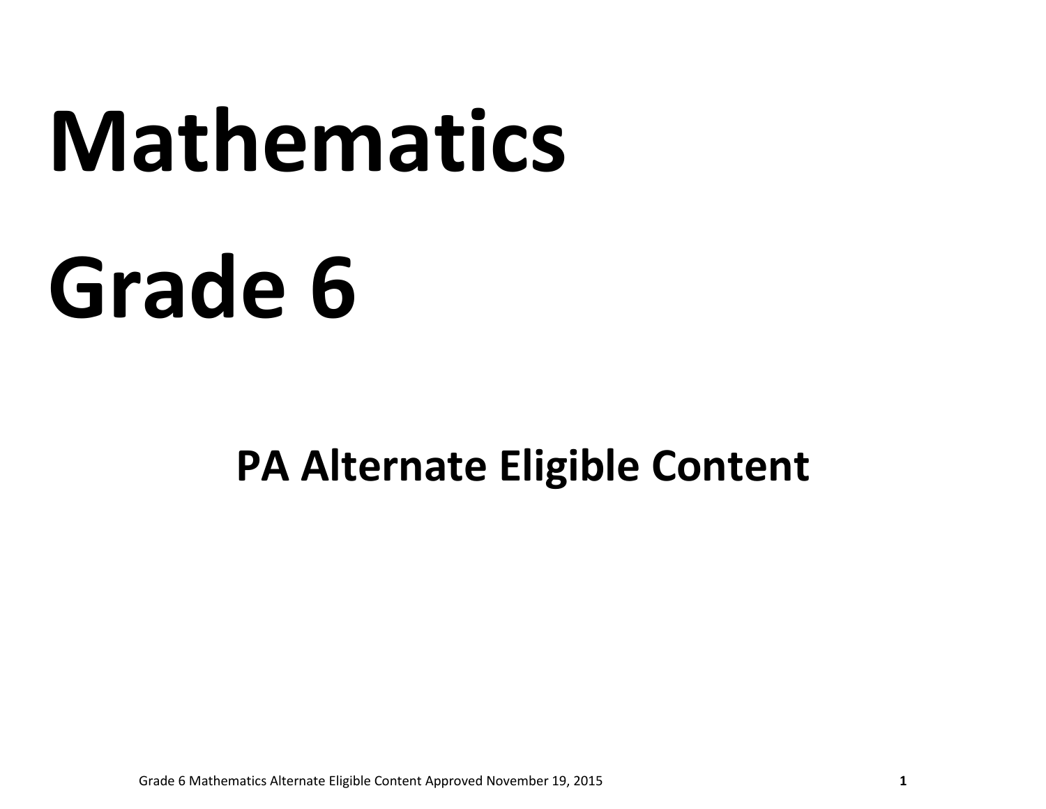# Mathematics

# Grade 6

## PA Alternate Eligible Content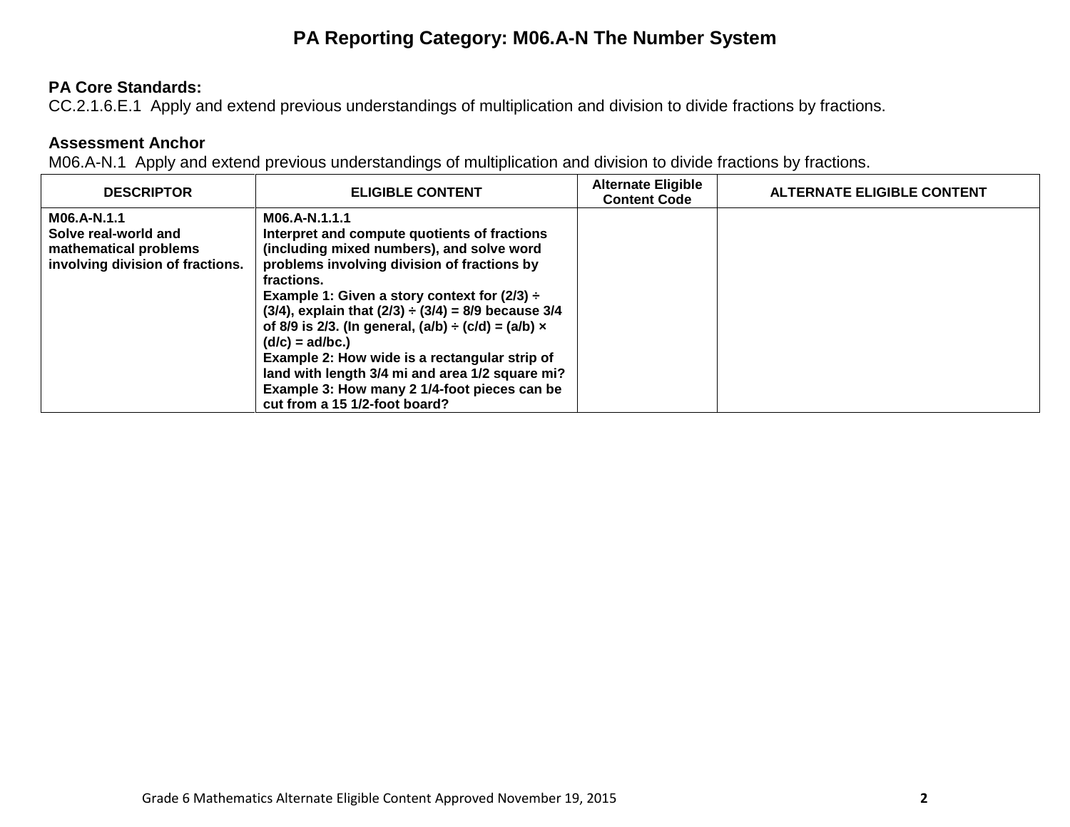# PA Reporting Category: M06.A-N The Number System

**PA Core Standards:**
CC.2.1.6.E.1 Apply and extend previous understandings of multiplication and division to divide fractions by fractions.

**Assessment Anchor**
M06.A-N.1 Apply and extend previous understandings of multiplication and division to divide fractions by fractions.

| DESCRIPTOR | ELIGIBLE CONTENT | Alternate Eligible Content Code | ALTERNATE ELIGIBLE CONTENT |
|---|---|---|---|
| **M06.A-N.1.1**<br>**Solve real-world and mathematical problems involving division of fractions.** | **M06.A-N.1.1.1**<br>**Interpret and compute quotients of fractions (including mixed numbers), and solve word problems involving division of fractions by fractions.**<br>**Example 1: Given a story context for (2/3) ÷ (3/4), explain that (2/3) ÷ (3/4) = 8/9 because 3/4 of 8/9 is 2/3. (In general, (a/b) ÷ (c/d) = (a/b) × (d/c) = ad/bc.)**<br>**Example 2: How wide is a rectangular strip of land with length 3/4 mi and area 1/2 square mi?**<br>**Example 3: How many 2 1/4-foot pieces can be cut from a 15 1/2-foot board?** | | |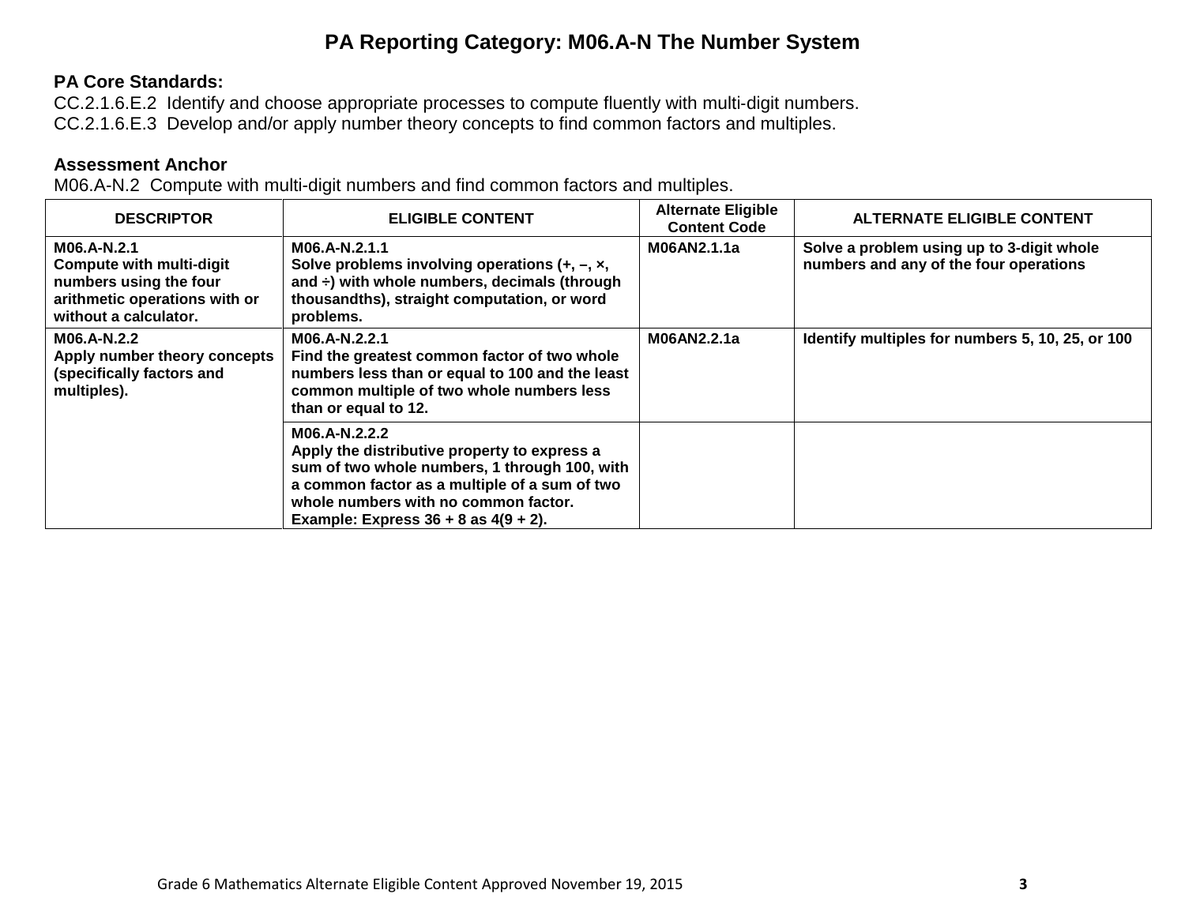# PA Reporting Category: M06.A-N The Number System

**PA Core Standards:**
CC.2.1.6.E.2 Identify and choose appropriate processes to compute fluently with multi-digit numbers.
CC.2.1.6.E.3 Develop and/or apply number theory concepts to find common factors and multiples.

**Assessment Anchor**
M06.A-N.2 Compute with multi-digit numbers and find common factors and multiples.

| DESCRIPTOR | ELIGIBLE CONTENT | Alternate Eligible Content Code | ALTERNATE ELIGIBLE CONTENT |
|---|---|---|---|
| **M06.A-N.2.1** **Compute with multi-digit numbers using the four arithmetic operations with or without a calculator.** | **M06.A-N.2.1.1** **Solve problems involving operations (+, –, ×, and ÷) with whole numbers, decimals (through thousandths), straight computation, or word problems.** | **M06AN2.1.1a** | **Solve a problem using up to 3-digit whole numbers and any of the four operations** |
| **M06.A-N.2.2** **Apply number theory concepts (specifically factors and multiples).** | **M06.A-N.2.2.1** **Find the greatest common factor of two whole numbers less than or equal to 100 and the least common multiple of two whole numbers less than or equal to 12.** | **M06AN2.2.1a** | **Identify multiples for numbers 5, 10, 25, or 100** |
| | **M06.A-N.2.2.2** **Apply the distributive property to express a sum of two whole numbers, 1 through 100, with a common factor as a multiple of a sum of two whole numbers with no common factor.** **Example: Express 36 + 8 as 4(9 + 2).** | | |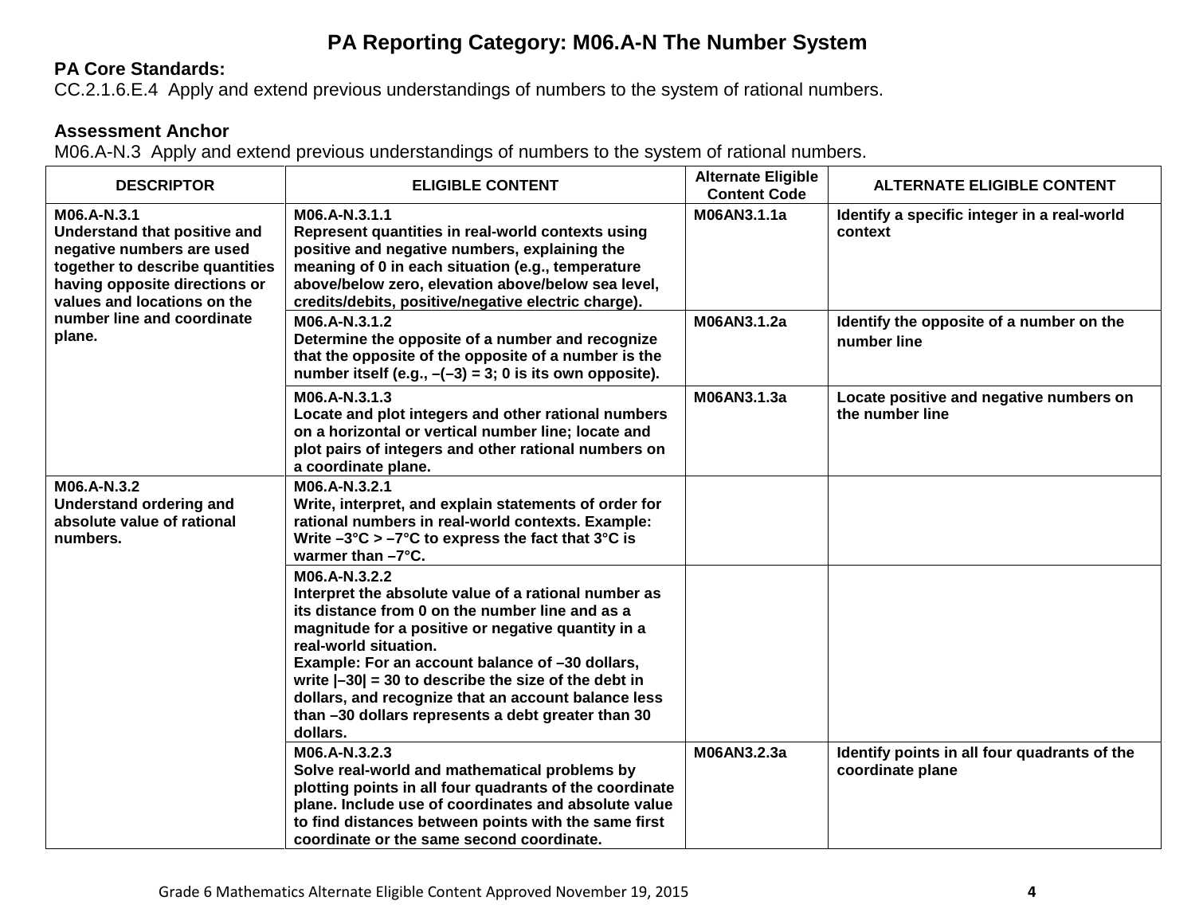# PA Reporting Category: M06.A-N The Number System

**PA Core Standards:**
CC.2.1.6.E.4 Apply and extend previous understandings of numbers to the system of rational numbers.

**Assessment Anchor**
M06.A-N.3 Apply and extend previous understandings of numbers to the system of rational numbers.

| DESCRIPTOR | ELIGIBLE CONTENT | Alternate Eligible Content Code | ALTERNATE ELIGIBLE CONTENT |
|---|---|---|---|
| **M06.A-N.3.1** **Understand that positive and negative numbers are used together to describe quantities having opposite directions or values and locations on the number line and coordinate plane.** | **M06.A-N.3.1.1** **Represent quantities in real-world contexts using positive and negative numbers, explaining the meaning of 0 in each situation (e.g., temperature above/below zero, elevation above/below sea level, credits/debits, positive/negative electric charge).** | **M06AN3.1.1a** | **Identify a specific integer in a real-world context** |
| | **M06.A-N.3.1.2** **Determine the opposite of a number and recognize that the opposite of the opposite of a number is the number itself (e.g., –(–3) = 3; 0 is its own opposite).** | **M06AN3.1.2a** | **Identify the opposite of a number on the number line** |
| | **M06.A-N.3.1.3** **Locate and plot integers and other rational numbers on a horizontal or vertical number line; locate and plot pairs of integers and other rational numbers on a coordinate plane.** | **M06AN3.1.3a** | **Locate positive and negative numbers on the number line** |
| **M06.A-N.3.2** **Understand ordering and absolute value of rational numbers.** | **M06.A-N.3.2.1** **Write, interpret, and explain statements of order for rational numbers in real-world contexts. Example: Write –3°C > –7°C to express the fact that 3°C is warmer than –7°C.** | | |
| | **M06.A-N.3.2.2** **Interpret the absolute value of a rational number as its distance from 0 on the number line and as a magnitude for a positive or negative quantity in a real-world situation.** **Example: For an account balance of –30 dollars, write \|–30\| = 30 to describe the size of the debt in dollars, and recognize that an account balance less than –30 dollars represents a debt greater than 30 dollars.** | | |
| | **M06.A-N.3.2.3** **Solve real-world and mathematical problems by plotting points in all four quadrants of the coordinate plane. Include use of coordinates and absolute value to find distances between points with the same first coordinate or the same second coordinate.** | **M06AN3.2.3a** | **Identify points in all four quadrants of the coordinate plane** |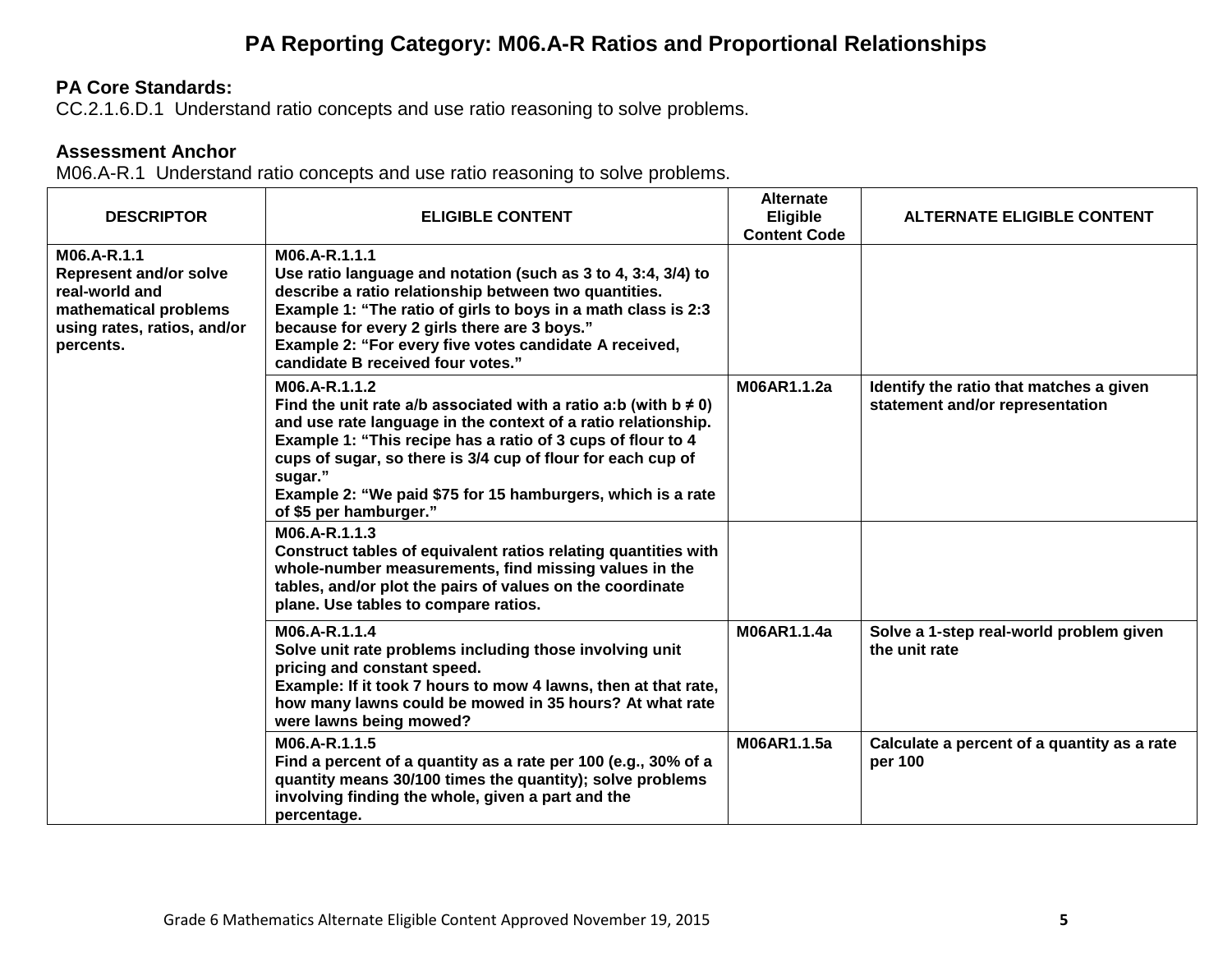# PA Reporting Category: M06.A-R Ratios and Proportional Relationships

**PA Core Standards:**
CC.2.1.6.D.1 Understand ratio concepts and use ratio reasoning to solve problems.

**Assessment Anchor**
M06.A-R.1 Understand ratio concepts and use ratio reasoning to solve problems.

| DESCRIPTOR | ELIGIBLE CONTENT | Alternate Eligible Content Code | ALTERNATE ELIGIBLE CONTENT |
|---|---|---|---|
| **M06.A-R.1.1** **Represent and/or solve real-world and mathematical problems using rates, ratios, and/or percents.** | **M06.A-R.1.1.1** **Use ratio language and notation (such as 3 to 4, 3:4, 3/4) to describe a ratio relationship between two quantities.** **Example 1: "The ratio of girls to boys in a math class is 2:3 because for every 2 girls there are 3 boys."** **Example 2: "For every five votes candidate A received, candidate B received four votes."** | | |
| | **M06.A-R.1.1.2** **Find the unit rate a/b associated with a ratio a:b (with b ≠ 0) and use rate language in the context of a ratio relationship.** **Example 1: "This recipe has a ratio of 3 cups of flour to 4 cups of sugar, so there is 3/4 cup of flour for each cup of sugar."** **Example 2: "We paid $75 for 15 hamburgers, which is a rate of $5 per hamburger."** | **M06AR1.1.2a** | **Identify the ratio that matches a given statement and/or representation** |
| | **M06.A-R.1.1.3** **Construct tables of equivalent ratios relating quantities with whole-number measurements, find missing values in the tables, and/or plot the pairs of values on the coordinate plane. Use tables to compare ratios.** | | |
| | **M06.A-R.1.1.4** **Solve unit rate problems including those involving unit pricing and constant speed.** **Example: If it took 7 hours to mow 4 lawns, then at that rate, how many lawns could be mowed in 35 hours? At what rate were lawns being mowed?** | **M06AR1.1.4a** | **Solve a 1-step real-world problem given the unit rate** |
| | **M06.A-R.1.1.5** **Find a percent of a quantity as a rate per 100 (e.g., 30% of a quantity means 30/100 times the quantity); solve problems involving finding the whole, given a part and the percentage.** | **M06AR1.1.5a** | **Calculate a percent of a quantity as a rate per 100** |

Grade 6 Mathematics Alternate Eligible Content Approved November 19, 2015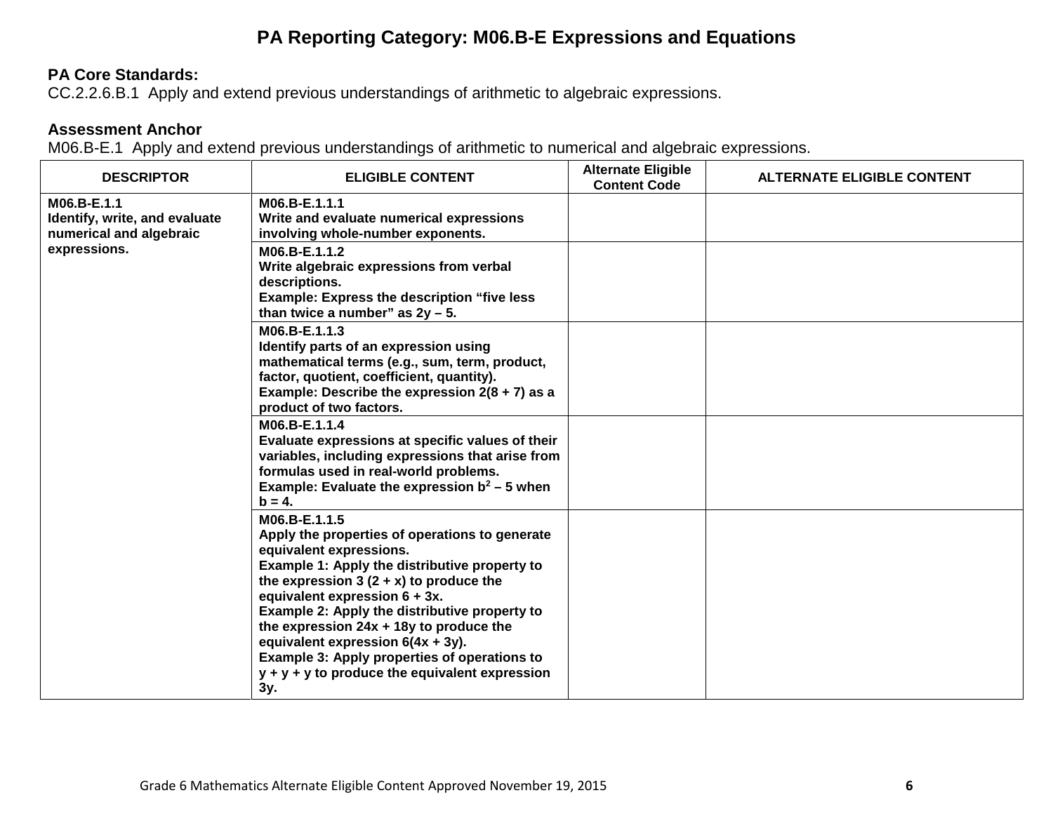# PA Reporting Category: M06.B-E Expressions and Equations

**PA Core Standards:**
CC.2.2.6.B.1 Apply and extend previous understandings of arithmetic to algebraic expressions.

**Assessment Anchor**
M06.B-E.1 Apply and extend previous understandings of arithmetic to numerical and algebraic expressions.

| DESCRIPTOR | ELIGIBLE CONTENT | Alternate Eligible Content Code | ALTERNATE ELIGIBLE CONTENT |
|---|---|---|---|
| **M06.B-E.1.1** **Identify, write, and evaluate numerical and algebraic expressions.** | **M06.B-E.1.1.1** **Write and evaluate numerical expressions involving whole-number exponents.** | | |
| | **M06.B-E.1.1.2** **Write algebraic expressions from verbal descriptions.** **Example: Express the description “five less than twice a number” as $2y – 5$.** | | |
| | **M06.B-E.1.1.3** **Identify parts of an expression using mathematical terms (e.g., sum, term, product, factor, quotient, coefficient, quantity).** **Example: Describe the expression $2(8 + 7)$ as a product of two factors.** | | |
| | **M06.B-E.1.1.4** **Evaluate expressions at specific values of their variables, including expressions that arise from formulas used in real-world problems.** **Example: Evaluate the expression $b^2 – 5$ when $b = 4$.** | | |
| | **M06.B-E.1.1.5** **Apply the properties of operations to generate equivalent expressions.** **Example 1: Apply the distributive property to the expression $3 (2 + x)$ to produce the equivalent expression $6 + 3x$.** **Example 2: Apply the distributive property to the expression $24x + 18y$ to produce the equivalent expression $6(4x + 3y)$.** **Example 3: Apply properties of operations to $y + y + y$ to produce the equivalent expression $3y$.** | | |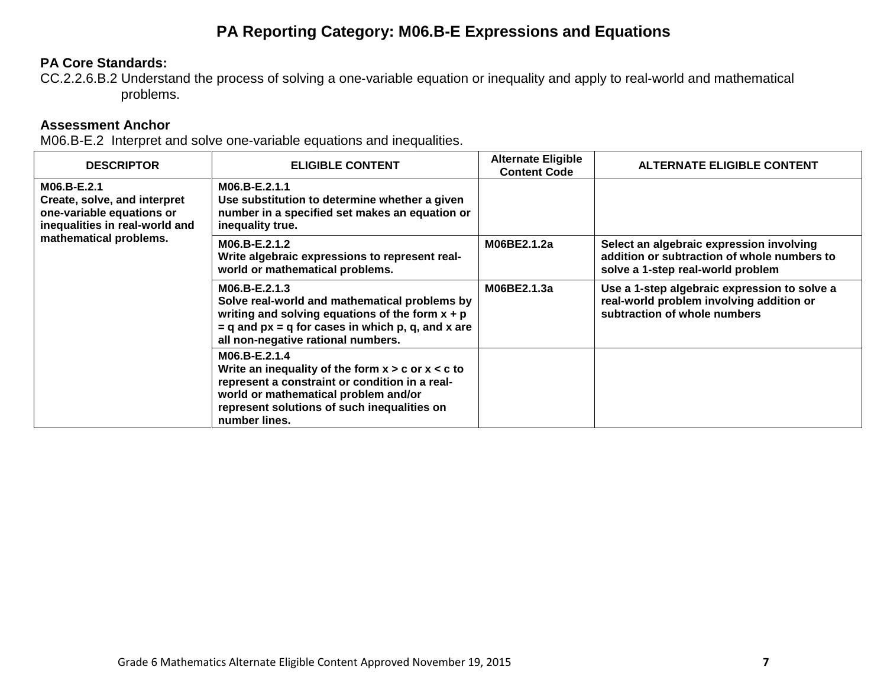# PA Reporting Category: M06.B-E Expressions and Equations

**PA Core Standards:**

CC.2.2.6.B.2 Understand the process of solving a one-variable equation or inequality and apply to real-world and mathematical problems.

**Assessment Anchor**

M06.B-E.2 Interpret and solve one-variable equations and inequalities.

| DESCRIPTOR | ELIGIBLE CONTENT | Alternate Eligible Content Code | ALTERNATE ELIGIBLE CONTENT |
|---|---|---|---|
| **M06.B-E.2.1** **Create, solve, and interpret one-variable equations or inequalities in real-world and mathematical problems.** | **M06.B-E.2.1.1** **Use substitution to determine whether a given number in a specified set makes an equation or inequality true.** | | |
| | **M06.B-E.2.1.2** **Write algebraic expressions to represent real-world or mathematical problems.** | **M06BE2.1.2a** | **Select an algebraic expression involving addition or subtraction of whole numbers to solve a 1-step real-world problem** |
| | **M06.B-E.2.1.3** **Solve real-world and mathematical problems by writing and solving equations of the form $x + p = q$ and $px = q$ for cases in which p, q, and x are all non-negative rational numbers.** | **M06BE2.1.3a** | **Use a 1-step algebraic expression to solve a real-world problem involving addition or subtraction of whole numbers** |
| | **M06.B-E.2.1.4** **Write an inequality of the form $x > c$ or $x < c$ to represent a constraint or condition in a real-world or mathematical problem and/or represent solutions of such inequalities on number lines.** | | |

Grade 6 Mathematics Alternate Eligible Content Approved November 19, 2015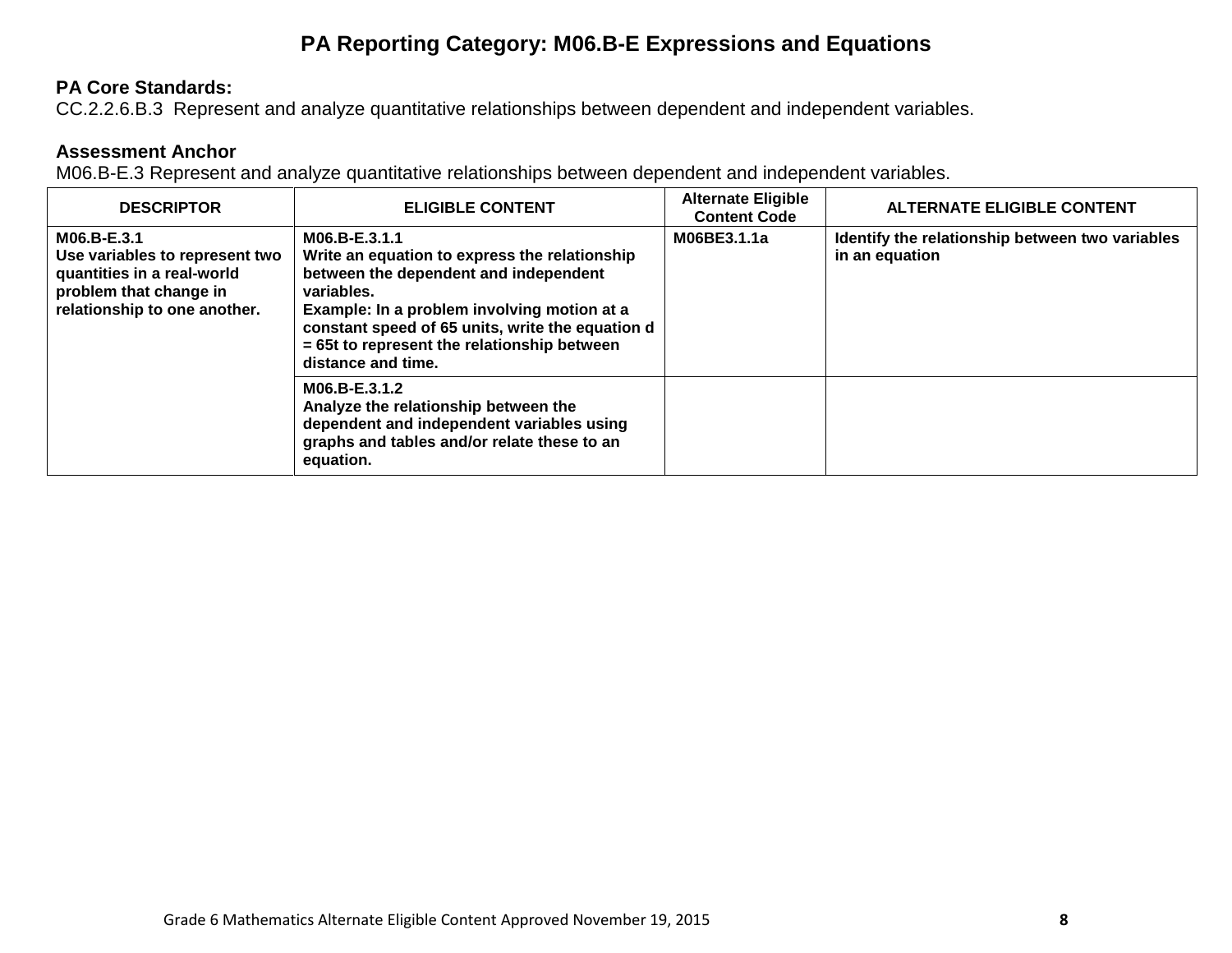# PA Reporting Category: M06.B-E Expressions and Equations

**PA Core Standards:**
CC.2.2.6.B.3 Represent and analyze quantitative relationships between dependent and independent variables.

**Assessment Anchor**
M06.B-E.3 Represent and analyze quantitative relationships between dependent and independent variables.

| DESCRIPTOR | ELIGIBLE CONTENT | Alternate Eligible Content Code | ALTERNATE ELIGIBLE CONTENT |
|---|---|---|---|
| **M06.B-E.3.1** **Use variables to represent two quantities in a real-world problem that change in relationship to one another.** | **M06.B-E.3.1.1** **Write an equation to express the relationship between the dependent and independent variables.** **Example: In a problem involving motion at a constant speed of 65 units, write the equation $d = 65t$ to represent the relationship between distance and time.** | **M06BE3.1.1a** | **Identify the relationship between two variables in an equation** |
| | **M06.B-E.3.1.2** **Analyze the relationship between the dependent and independent variables using graphs and tables and/or relate these to an equation.** | | |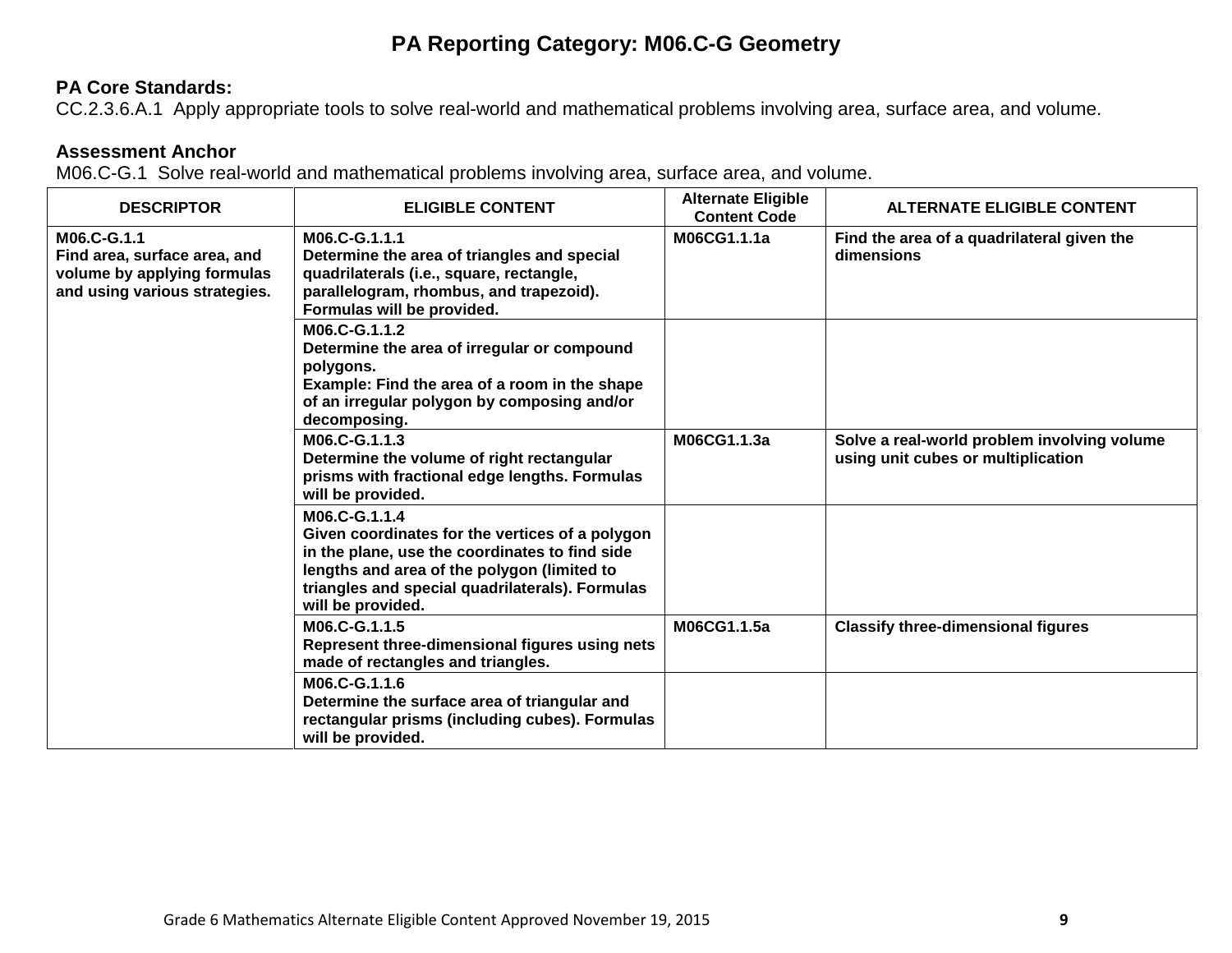# PA Reporting Category: M06.C-G Geometry

**PA Core Standards:**
CC.2.3.6.A.1 Apply appropriate tools to solve real-world and mathematical problems involving area, surface area, and volume.

**Assessment Anchor**
M06.C-G.1 Solve real-world and mathematical problems involving area, surface area, and volume.

| DESCRIPTOR | ELIGIBLE CONTENT | Alternate Eligible Content Code | ALTERNATE ELIGIBLE CONTENT |
|---|---|---|---|
| **M06.C-G.1.1** **Find area, surface area, and volume by applying formulas and using various strategies.** | **M06.C-G.1.1.1** **Determine the area of triangles and special quadrilaterals (i.e., square, rectangle, parallelogram, rhombus, and trapezoid). Formulas will be provided.** | **M06CG1.1.1a** | **Find the area of a quadrilateral given the dimensions** |
| | **M06.C-G.1.1.2** **Determine the area of irregular or compound polygons.** **Example: Find the area of a room in the shape of an irregular polygon by composing and/or decomposing.** | | |
| | **M06.C-G.1.1.3** **Determine the volume of right rectangular prisms with fractional edge lengths. Formulas will be provided.** | **M06CG1.1.3a** | **Solve a real-world problem involving volume using unit cubes or multiplication** |
| | **M06.C-G.1.1.4** **Given coordinates for the vertices of a polygon in the plane, use the coordinates to find side lengths and area of the polygon (limited to triangles and special quadrilaterals). Formulas will be provided.** | | |
| | **M06.C-G.1.1.5** **Represent three-dimensional figures using nets made of rectangles and triangles.** | **M06CG1.1.5a** | **Classify three-dimensional figures** |
| | **M06.C-G.1.1.6** **Determine the surface area of triangular and rectangular prisms (including cubes). Formulas will be provided.** | | |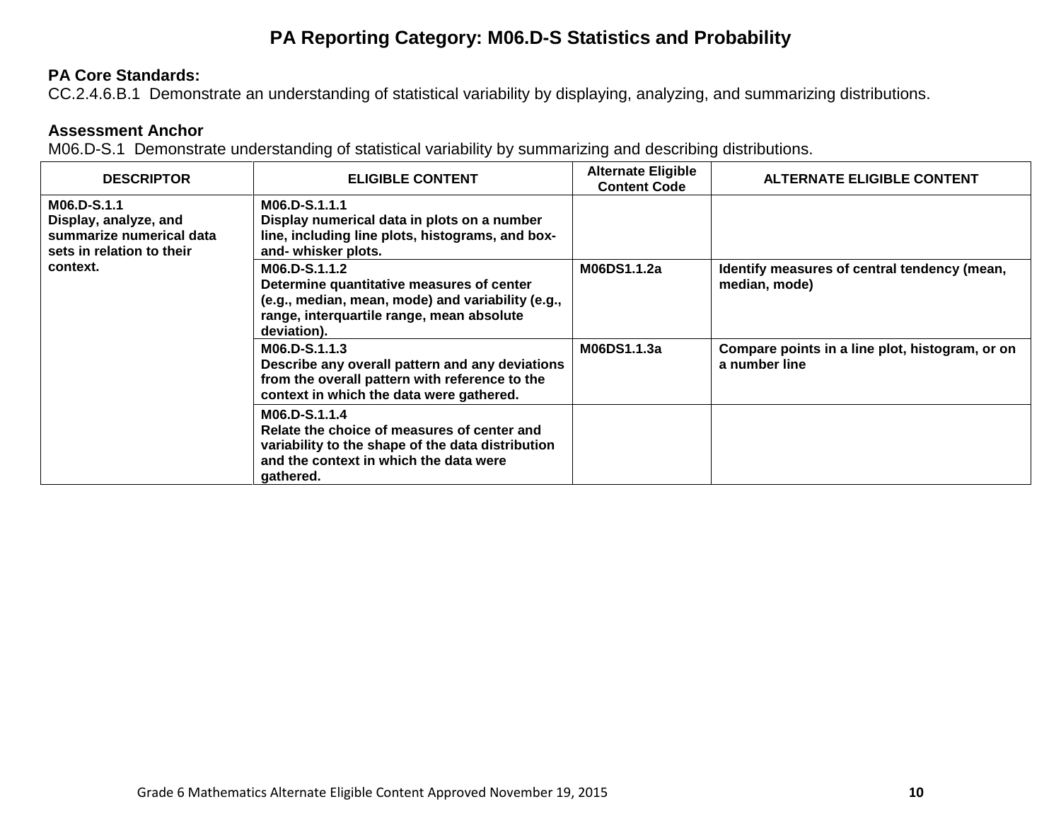# PA Reporting Category: M06.D-S Statistics and Probability

**PA Core Standards:**
CC.2.4.6.B.1 Demonstrate an understanding of statistical variability by displaying, analyzing, and summarizing distributions.

**Assessment Anchor**
M06.D-S.1 Demonstrate understanding of statistical variability by summarizing and describing distributions.

| DESCRIPTOR | ELIGIBLE CONTENT | Alternate Eligible Content Code | ALTERNATE ELIGIBLE CONTENT |
|---|---|---|---|
| **M06.D-S.1.1** **Display, analyze, and summarize numerical data sets in relation to their context.** | **M06.D-S.1.1.1** **Display numerical data in plots on a number line, including line plots, histograms, and box-and- whisker plots.** | | |
| | **M06.D-S.1.1.2** **Determine quantitative measures of center (e.g., median, mean, mode) and variability (e.g., range, interquartile range, mean absolute deviation).** | **M06DS1.1.2a** | **Identify measures of central tendency (mean, median, mode)** |
| | **M06.D-S.1.1.3** **Describe any overall pattern and any deviations from the overall pattern with reference to the context in which the data were gathered.** | **M06DS1.1.3a** | **Compare points in a line plot, histogram, or on a number line** |
| | **M06.D-S.1.1.4** **Relate the choice of measures of center and variability to the shape of the data distribution and the context in which the data were gathered.** | | |